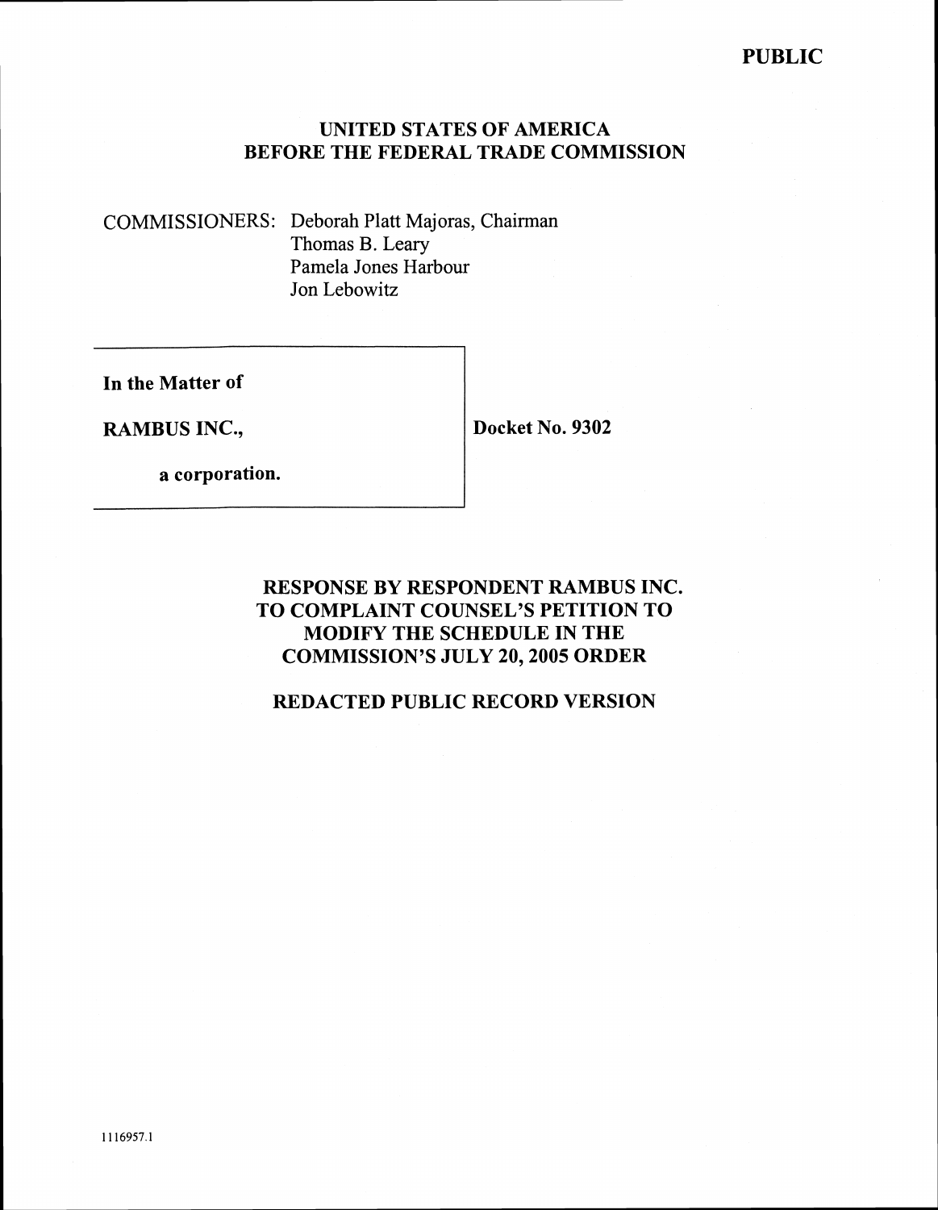**PUBLIC**

# UNITED STATES OF AMERICA
# BEFORE THE FEDERAL TRADE COMMISSION

COMMISSIONERS: Deborah Platt Majoras, Chairman
Thomas B. Leary
Pamela Jones Harbour
Jon Lebowitz

| | |
|---|---|
| **In the Matter of**<br><br>**RAMBUS INC.,**<br><br>**a corporation.** | **Docket No. 9302** |

## RESPONSE BY RESPONDENT RAMBUS INC. TO COMPLAINT COUNSEL'S PETITION TO MODIFY THE SCHEDULE IN THE COMMISSION'S JULY 20, 2005 ORDER

## REDACTED PUBLIC RECORD VERSION

1116957.1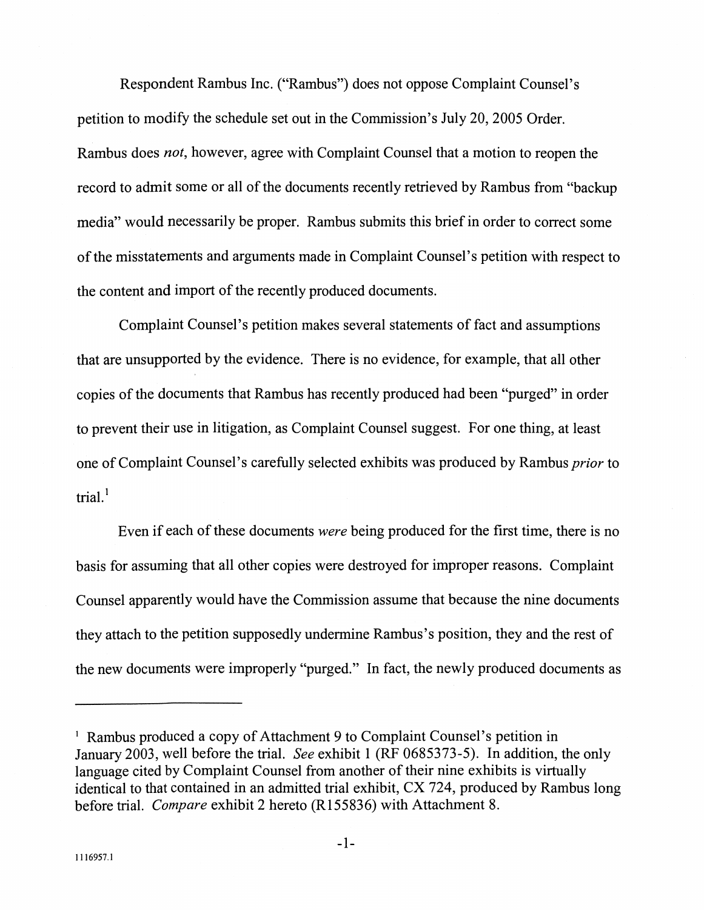Respondent Rambus Inc. ("Rambus") does not oppose Complaint Counsel's petition to modify the schedule set out in the Commission's July 20, 2005 Order. Rambus does *not*, however, agree with Complaint Counsel that a motion to reopen the record to admit some or all of the documents recently retrieved by Rambus from "backup media" would necessarily be proper. Rambus submits this brief in order to correct some of the misstatements and arguments made in Complaint Counsel's petition with respect to the content and import of the recently produced documents.

Complaint Counsel's petition makes several statements of fact and assumptions that are unsupported by the evidence. There is no evidence, for example, that all other copies of the documents that Rambus has recently produced had been "purged" in order to prevent their use in litigation, as Complaint Counsel suggest. For one thing, at least one of Complaint Counsel's carefully selected exhibits was produced by Rambus *prior* to trial.[1]

Even if each of these documents *were* being produced for the first time, there is no basis for assuming that all other copies were destroyed for improper reasons. Complaint Counsel apparently would have the Commission assume that because the nine documents they attach to the petition supposedly undermine Rambus's position, they and the rest of the new documents were improperly "purged." In fact, the newly produced documents as

---

[1] Rambus produced a copy of Attachment 9 to Complaint Counsel's petition in January 2003, well before the trial. *See* exhibit 1 (RF 0685373-5). In addition, the only language cited by Complaint Counsel from another of their nine exhibits is virtually identical to that contained in an admitted trial exhibit, CX 724, produced by Rambus long before trial. *Compare* exhibit 2 hereto (R155836) with Attachment 8.

1116957.1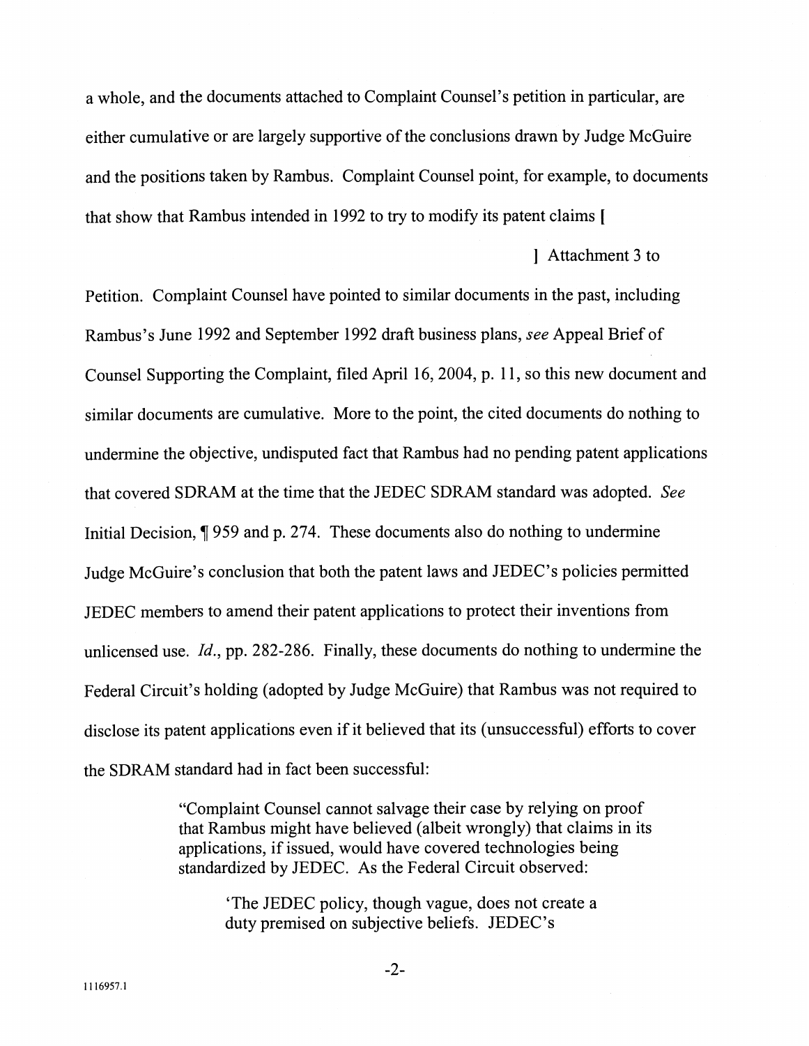a whole, and the documents attached to Complaint Counsel's petition in particular, are either cumulative or are largely supportive of the conclusions drawn by Judge McGuire and the positions taken by Rambus. Complaint Counsel point, for example, to documents that show that Rambus intended in 1992 to try to modify its patent claims [

] Attachment 3 to Petition. Complaint Counsel have pointed to similar documents in the past, including Rambus's June 1992 and September 1992 draft business plans, *see* Appeal Brief of Counsel Supporting the Complaint, filed April 16, 2004, p. 11, so this new document and similar documents are cumulative. More to the point, the cited documents do nothing to undermine the objective, undisputed fact that Rambus had no pending patent applications that covered SDRAM at the time that the JEDEC SDRAM standard was adopted. *See* Initial Decision, ¶ 959 and p. 274. These documents also do nothing to undermine Judge McGuire's conclusion that both the patent laws and JEDEC's policies permitted JEDEC members to amend their patent applications to protect their inventions from unlicensed use. *Id.*, pp. 282-286. Finally, these documents do nothing to undermine the Federal Circuit's holding (adopted by Judge McGuire) that Rambus was not required to disclose its patent applications even if it believed that its (unsuccessful) efforts to cover the SDRAM standard had in fact been successful:

> "Complaint Counsel cannot salvage their case by relying on proof that Rambus might have believed (albeit wrongly) that claims in its applications, if issued, would have covered technologies being standardized by JEDEC. As the Federal Circuit observed:
>
> > 'The JEDEC policy, though vague, does not create a duty premised on subjective beliefs. JEDEC's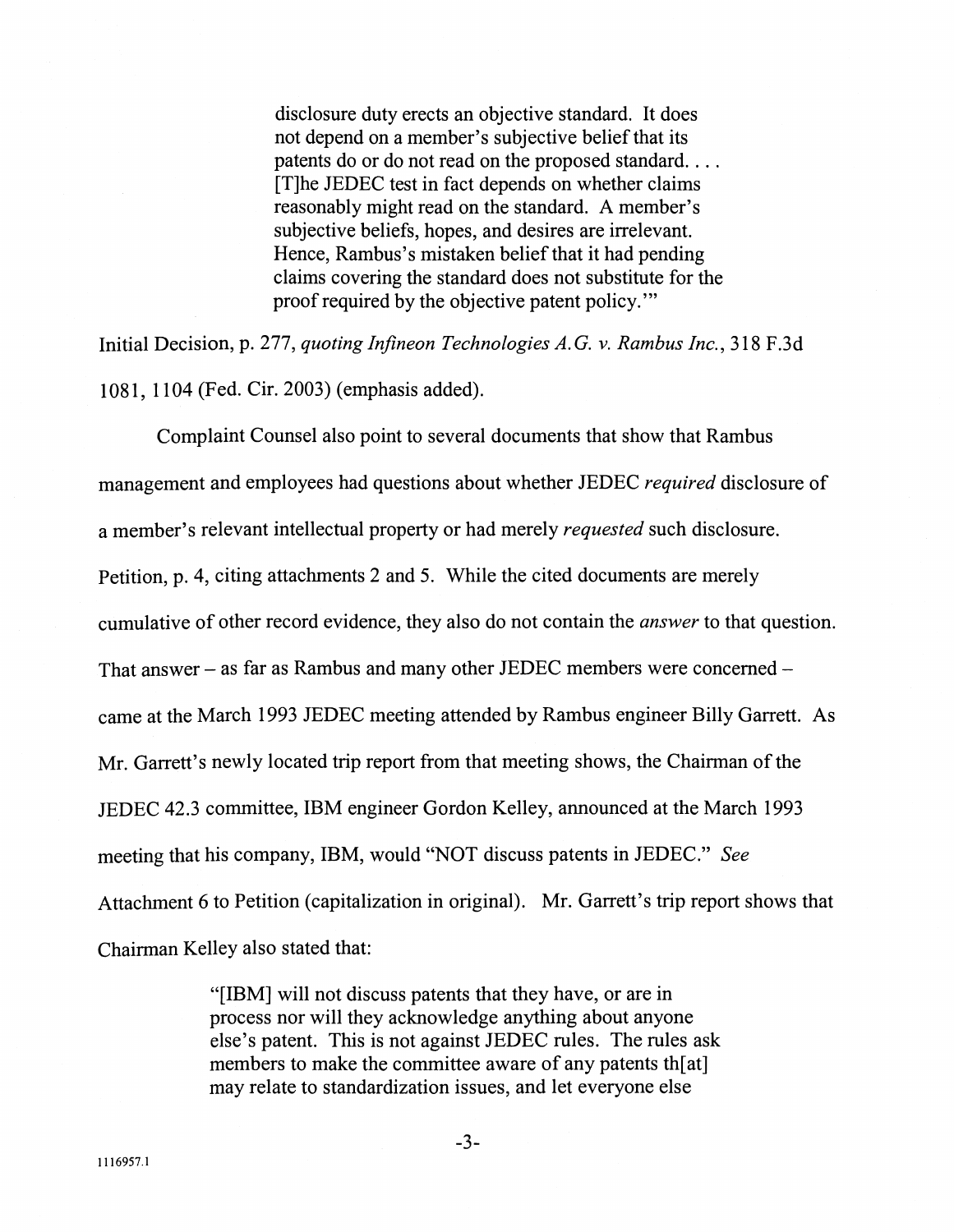> disclosure duty erects an objective standard. It does not depend on a member's subjective belief that its patents do or do not read on the proposed standard. . . . [T]he JEDEC test in fact depends on whether claims reasonably might read on the standard. A member's subjective beliefs, hopes, and desires are irrelevant. Hence, Rambus's mistaken belief that it had pending claims covering the standard does not substitute for the proof required by the objective patent policy.'"

Initial Decision, p. 277, *quoting Infineon Technologies A.G. v. Rambus Inc.*, 318 F.3d 1081, 1104 (Fed. Cir. 2003) (emphasis added).

Complaint Counsel also point to several documents that show that Rambus management and employees had questions about whether JEDEC *required* disclosure of a member's relevant intellectual property or had merely *requested* such disclosure. Petition, p. 4, citing attachments 2 and 5. While the cited documents are merely cumulative of other record evidence, they also do not contain the *answer* to that question. That answer – as far as Rambus and many other JEDEC members were concerned – came at the March 1993 JEDEC meeting attended by Rambus engineer Billy Garrett. As Mr. Garrett's newly located trip report from that meeting shows, the Chairman of the JEDEC 42.3 committee, IBM engineer Gordon Kelley, announced at the March 1993 meeting that his company, IBM, would "NOT discuss patents in JEDEC." *See* Attachment 6 to Petition (capitalization in original). Mr. Garrett's trip report shows that Chairman Kelley also stated that:

> "[IBM] will not discuss patents that they have, or are in process nor will they acknowledge anything about anyone else's patent. This is not against JEDEC rules. The rules ask members to make the committee aware of any patents th[at] may relate to standardization issues, and let everyone else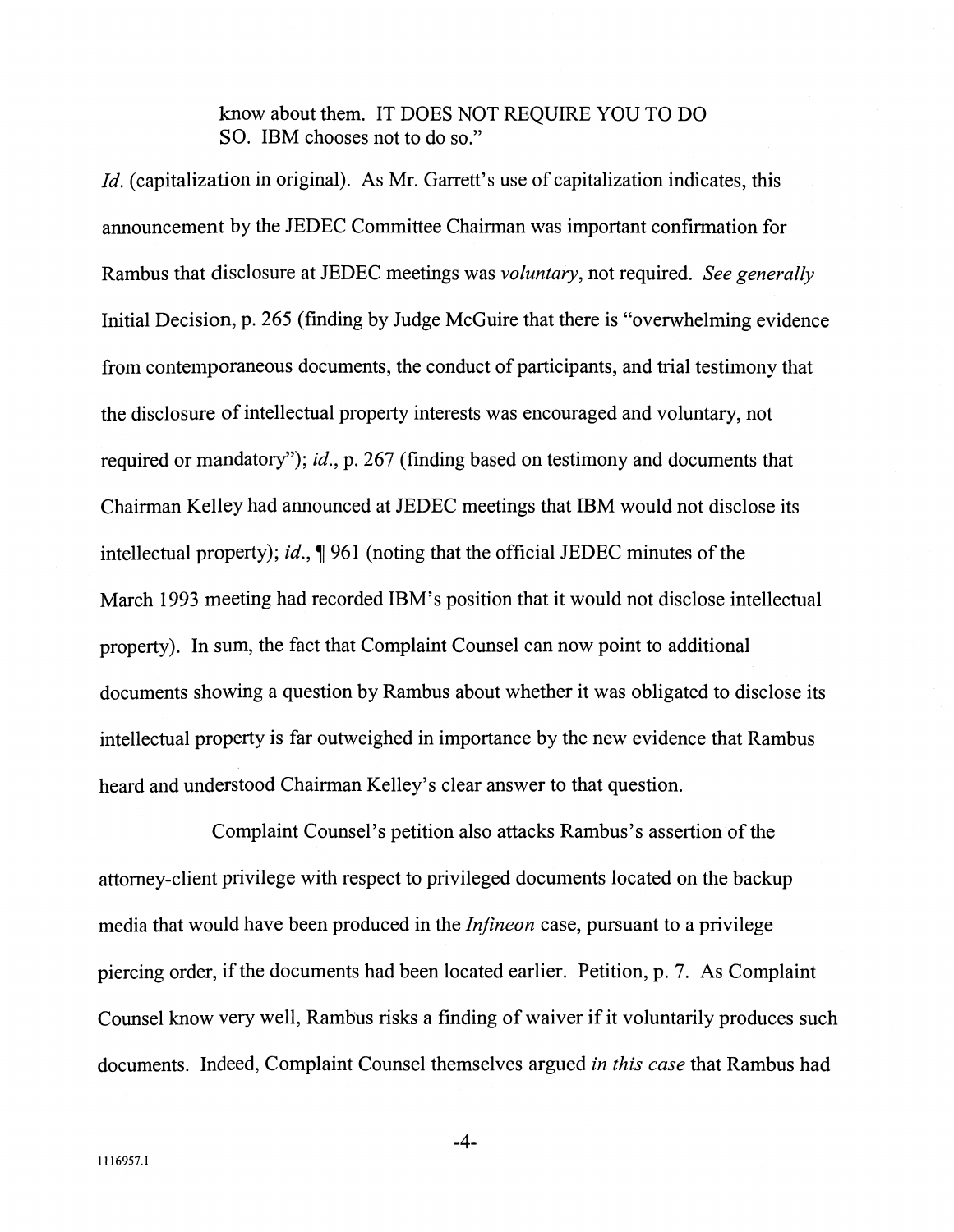know about them. IT DOES NOT REQUIRE YOU TO DO SO. IBM chooses not to do so."

*Id.* (capitalization in original). As Mr. Garrett's use of capitalization indicates, this announcement by the JEDEC Committee Chairman was important confirmation for Rambus that disclosure at JEDEC meetings was *voluntary*, not required. *See generally* Initial Decision, p. 265 (finding by Judge McGuire that there is "overwhelming evidence from contemporaneous documents, the conduct of participants, and trial testimony that the disclosure of intellectual property interests was encouraged and voluntary, not required or mandatory"); *id.*, p. 267 (finding based on testimony and documents that Chairman Kelley had announced at JEDEC meetings that IBM would not disclose its intellectual property); *id.*, ¶ 961 (noting that the official JEDEC minutes of the March 1993 meeting had recorded IBM's position that it would not disclose intellectual property). In sum, the fact that Complaint Counsel can now point to additional documents showing a question by Rambus about whether it was obligated to disclose its intellectual property is far outweighed in importance by the new evidence that Rambus heard and understood Chairman Kelley's clear answer to that question.

Complaint Counsel's petition also attacks Rambus's assertion of the attorney-client privilege with respect to privileged documents located on the backup media that would have been produced in the *Infineon* case, pursuant to a privilege piercing order, if the documents had been located earlier. Petition, p. 7. As Complaint Counsel know very well, Rambus risks a finding of waiver if it voluntarily produces such documents. Indeed, Complaint Counsel themselves argued *in this case* that Rambus had

1116957.1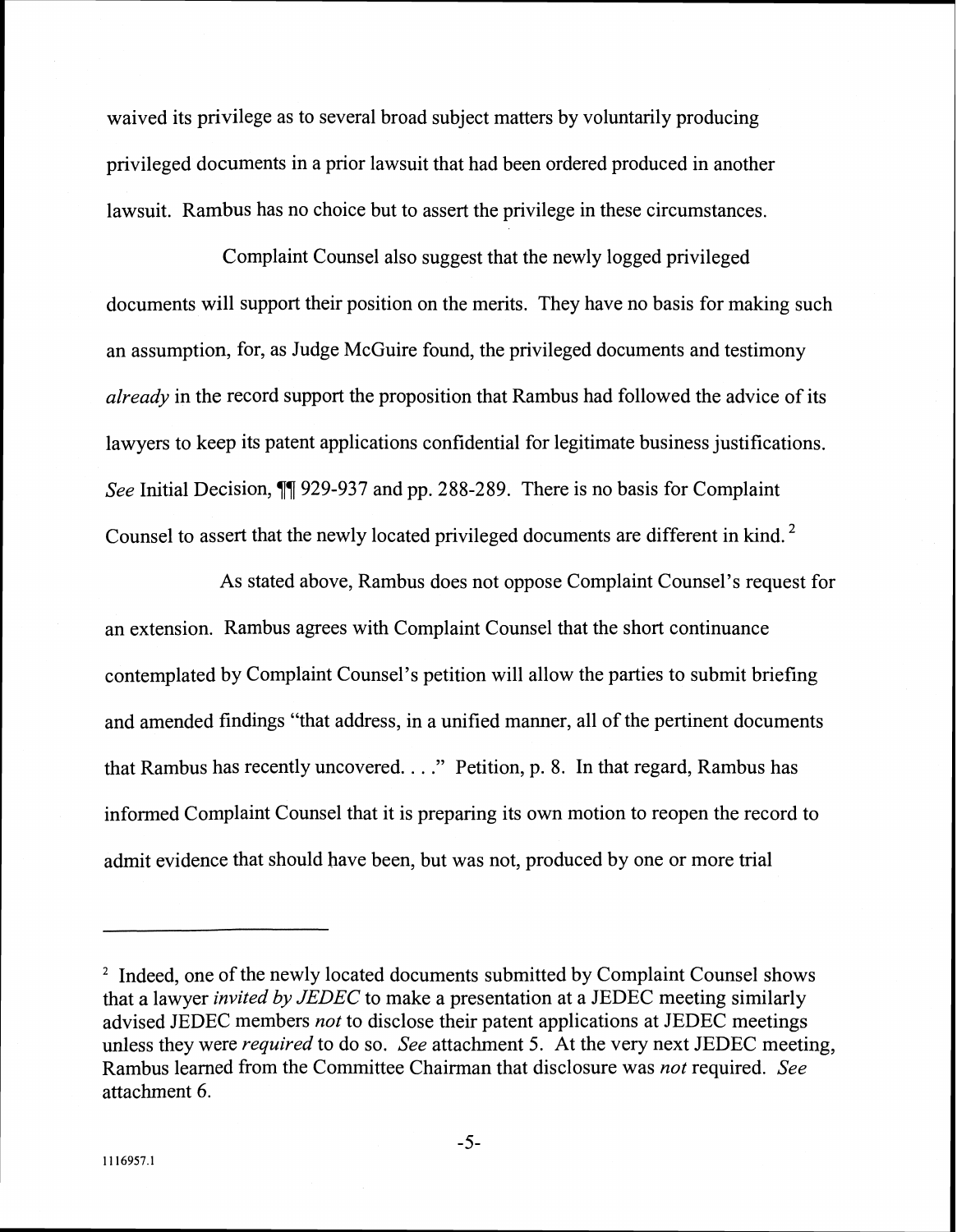waived its privilege as to several broad subject matters by voluntarily producing privileged documents in a prior lawsuit that had been ordered produced in another lawsuit. Rambus has no choice but to assert the privilege in these circumstances.

Complaint Counsel also suggest that the newly logged privileged documents will support their position on the merits. They have no basis for making such an assumption, for, as Judge McGuire found, the privileged documents and testimony *already* in the record support the proposition that Rambus had followed the advice of its lawyers to keep its patent applications confidential for legitimate business justifications. *See* Initial Decision, ¶¶ 929-937 and pp. 288-289. There is no basis for Complaint Counsel to assert that the newly located privileged documents are different in kind. [2]

As stated above, Rambus does not oppose Complaint Counsel's request for an extension. Rambus agrees with Complaint Counsel that the short continuance contemplated by Complaint Counsel's petition will allow the parties to submit briefing and amended findings "that address, in a unified manner, all of the pertinent documents that Rambus has recently uncovered. . . ." Petition, p. 8. In that regard, Rambus has informed Complaint Counsel that it is preparing its own motion to reopen the record to admit evidence that should have been, but was not, produced by one or more trial

---

[2] Indeed, one of the newly located documents submitted by Complaint Counsel shows that a lawyer *invited by JEDEC* to make a presentation at a JEDEC meeting similarly advised JEDEC members *not* to disclose their patent applications at JEDEC meetings unless they were *required* to do so. *See* attachment 5. At the very next JEDEC meeting, Rambus learned from the Committee Chairman that disclosure was *not* required. *See* attachment 6.

1116957.1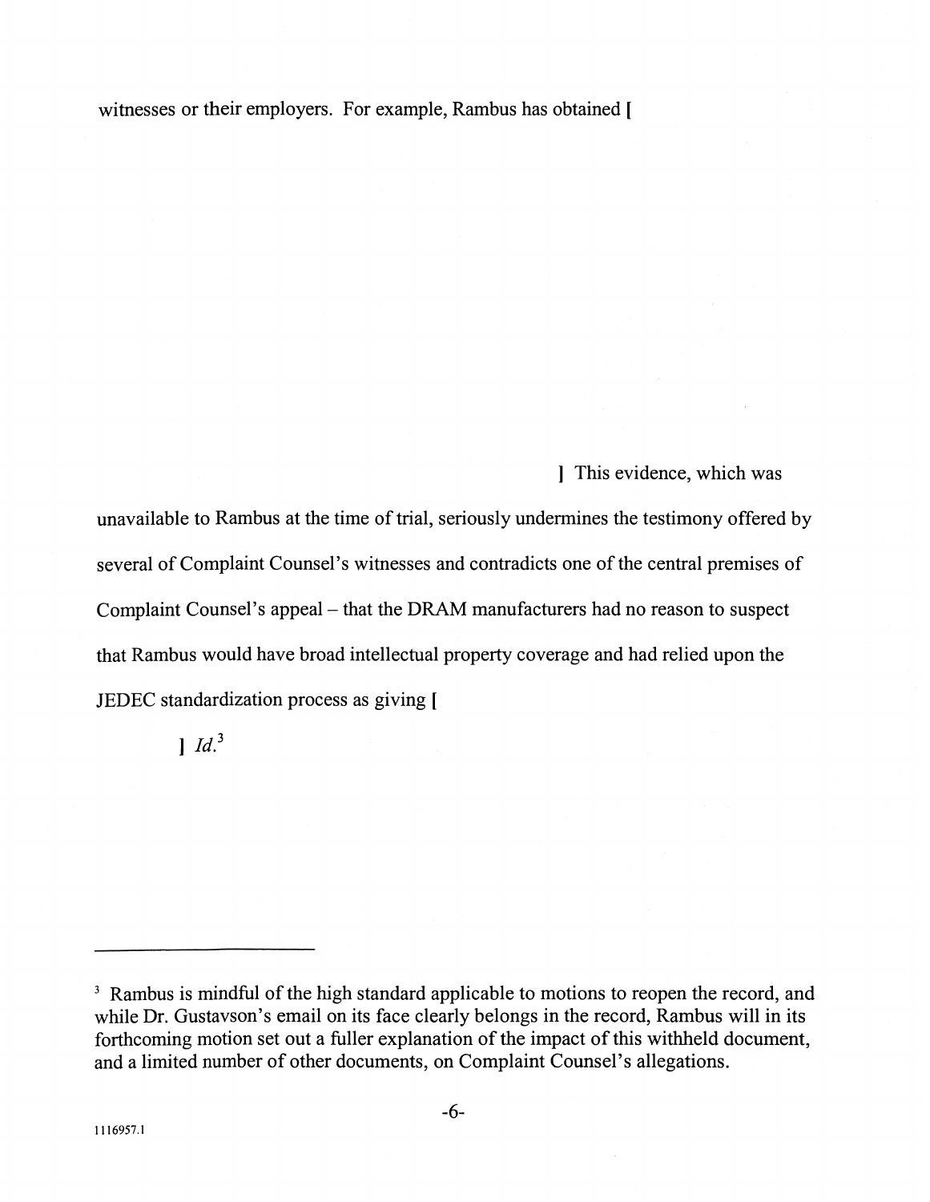witnesses or their employers. For example, Rambus has obtained [

] This evidence, which was unavailable to Rambus at the time of trial, seriously undermines the testimony offered by several of Complaint Counsel's witnesses and contradicts one of the central premises of Complaint Counsel's appeal – that the DRAM manufacturers had no reason to suspect that Rambus would have broad intellectual property coverage and had relied upon the JEDEC standardization process as giving [

] *Id.*[3]

---

[3] Rambus is mindful of the high standard applicable to motions to reopen the record, and while Dr. Gustavson's email on its face clearly belongs in the record, Rambus will in its forthcoming motion set out a fuller explanation of the impact of this withheld document, and a limited number of other documents, on Complaint Counsel's allegations.

1116957.1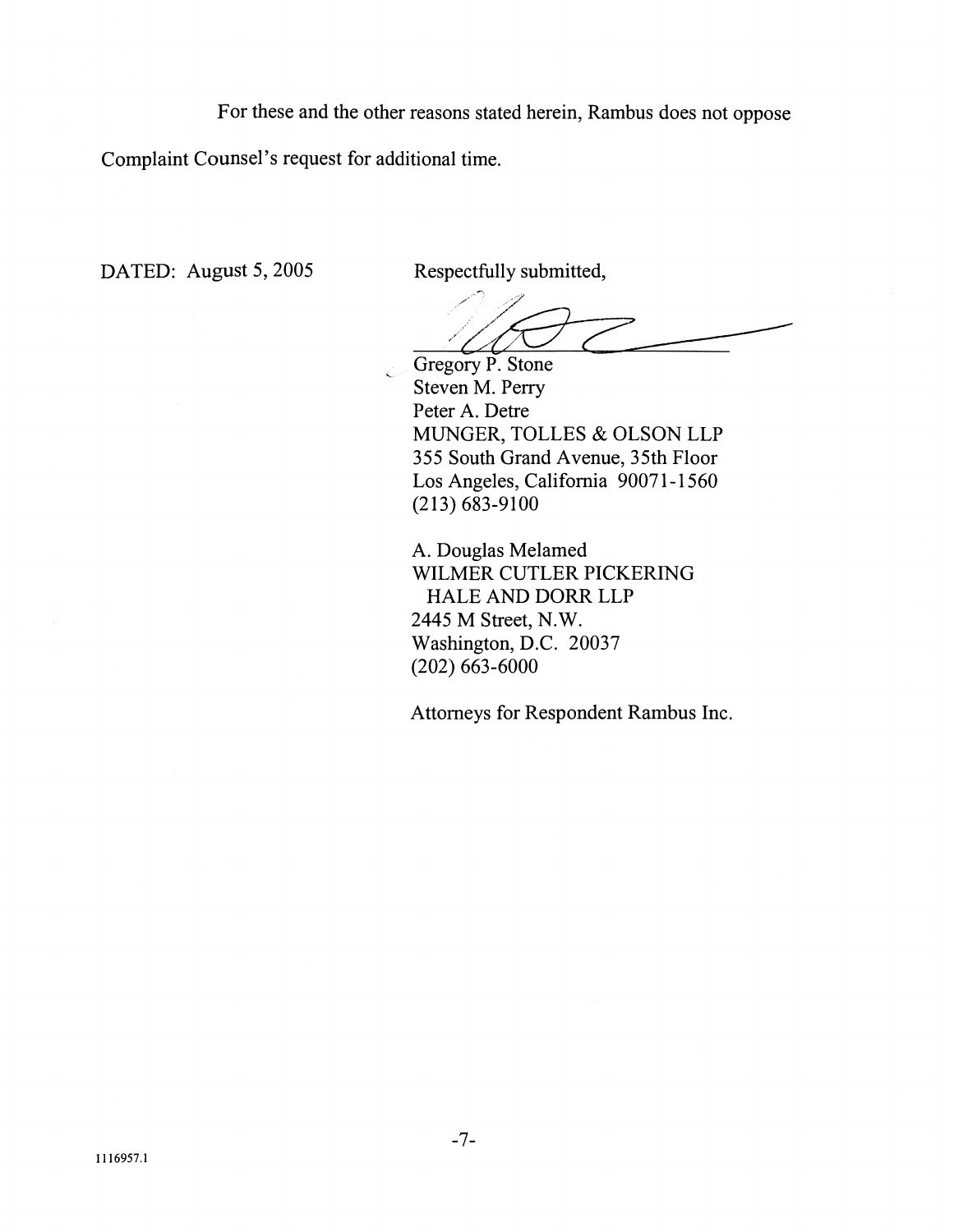For these and the other reasons stated herein, Rambus does not oppose Complaint Counsel's request for additional time.

DATED: August 5, 2005

Respectfully submitted,

Gregory P. Stone
Steven M. Perry
Peter A. Detre
MUNGER, TOLLES & OLSON LLP
355 South Grand Avenue, 35th Floor
Los Angeles, California 90071-1560
(213) 683-9100

A. Douglas Melamed
WILMER CUTLER PICKERING
HALE AND DORR LLP
2445 M Street, N.W.
Washington, D.C. 20037
(202) 663-6000

Attorneys for Respondent Rambus Inc.

1116957.1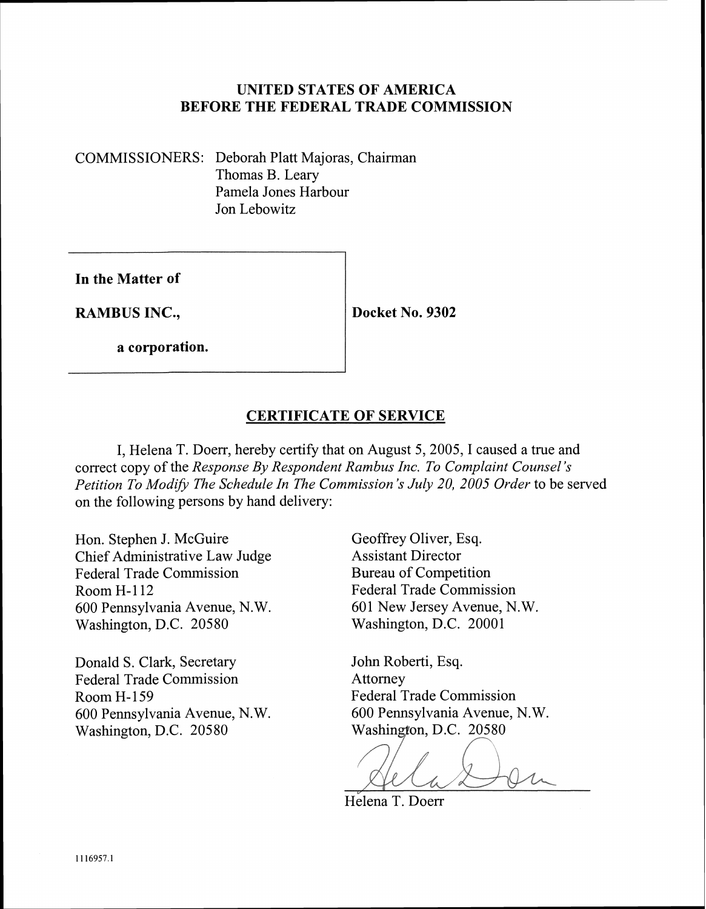**UNITED STATES OF AMERICA**
**BEFORE THE FEDERAL TRADE COMMISSION**

COMMISSIONERS: Deborah Platt Majoras, Chairman
Thomas B. Leary
Pamela Jones Harbour
Jon Lebowitz

| | |
|---|---|
| **In the Matter of** <br><br> **RAMBUS INC.,** <br><br> **a corporation.** | **Docket No. 9302** |

## CERTIFICATE OF SERVICE

I, Helena T. Doerr, hereby certify that on August 5, 2005, I caused a true and correct copy of the *Response By Respondent Rambus Inc. To Complaint Counsel's Petition To Modify The Schedule In The Commission's July 20, 2005 Order* to be served on the following persons by hand delivery:

Hon. Stephen J. McGuire
Chief Administrative Law Judge
Federal Trade Commission
Room H-112
600 Pennsylvania Avenue, N.W.
Washington, D.C. 20580

Geoffrey Oliver, Esq.
Assistant Director
Bureau of Competition
Federal Trade Commission
601 New Jersey Avenue, N.W.
Washington, D.C. 20001

Donald S. Clark, Secretary
Federal Trade Commission
Room H-159
600 Pennsylvania Avenue, N.W.
Washington, D.C. 20580

John Roberti, Esq.
Attorney
Federal Trade Commission
600 Pennsylvania Avenue, N.W.
Washington, D.C. 20580

Helena T. Doerr

1116957.1